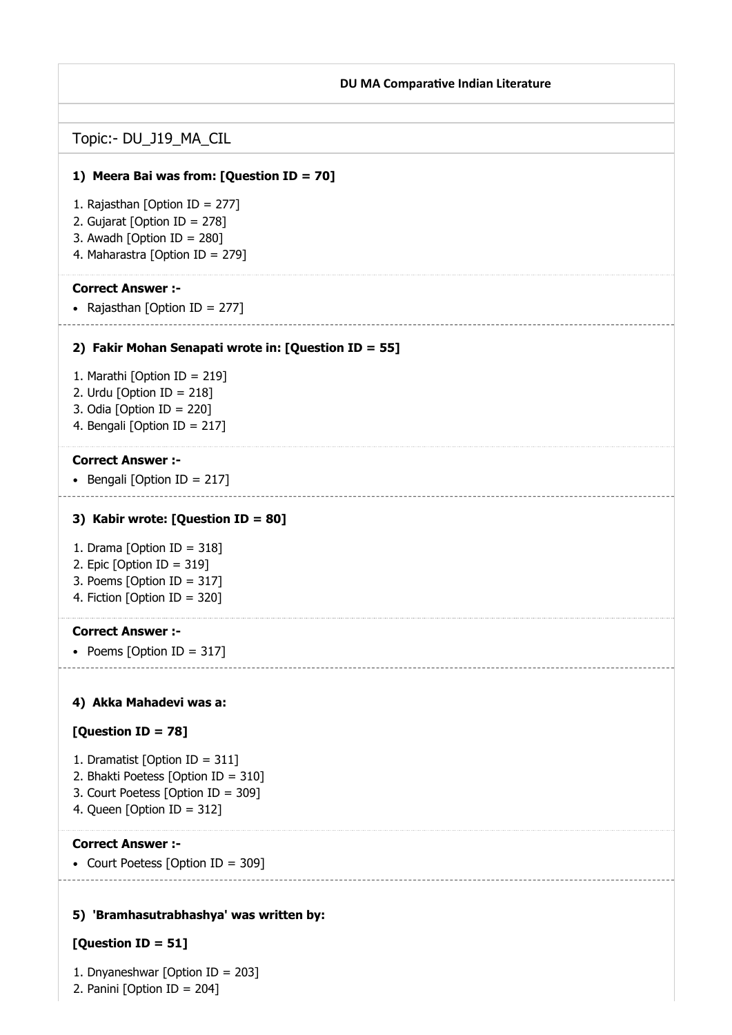**DU MA Comparative Indian Literature**

## Topic:- DU_J19_MA_CIL

**1) Meera Bai was from: [Question ID = 70]**

1. Rajasthan [Option ID = 277]
2. Gujarat [Option ID = 278]
3. Awadh [Option ID = 280]
4. Maharastra [Option ID = 279]

**Correct Answer :-**

- Rajasthan [Option ID = 277]

**2) Fakir Mohan Senapati wrote in: [Question ID = 55]**

1. Marathi [Option ID = 219]
2. Urdu [Option ID = 218]
3. Odia [Option ID = 220]
4. Bengali [Option ID = 217]

**Correct Answer :-**

- Bengali [Option ID = 217]

**3) Kabir wrote: [Question ID = 80]**

1. Drama [Option ID = 318]
2. Epic [Option ID = 319]
3. Poems [Option ID = 317]
4. Fiction [Option ID = 320]

**Correct Answer :-**

- Poems [Option ID = 317]

**4) Akka Mahadevi was a:**

**[Question ID = 78]**

1. Dramatist [Option ID = 311]
2. Bhakti Poetess [Option ID = 310]
3. Court Poetess [Option ID = 309]
4. Queen [Option ID = 312]

**Correct Answer :-**

- Court Poetess [Option ID = 309]

**5) 'Bramhasutrabhashya' was written by:**

**[Question ID = 51]**

1. Dnyaneshwar [Option ID = 203]
2. Panini [Option ID = 204]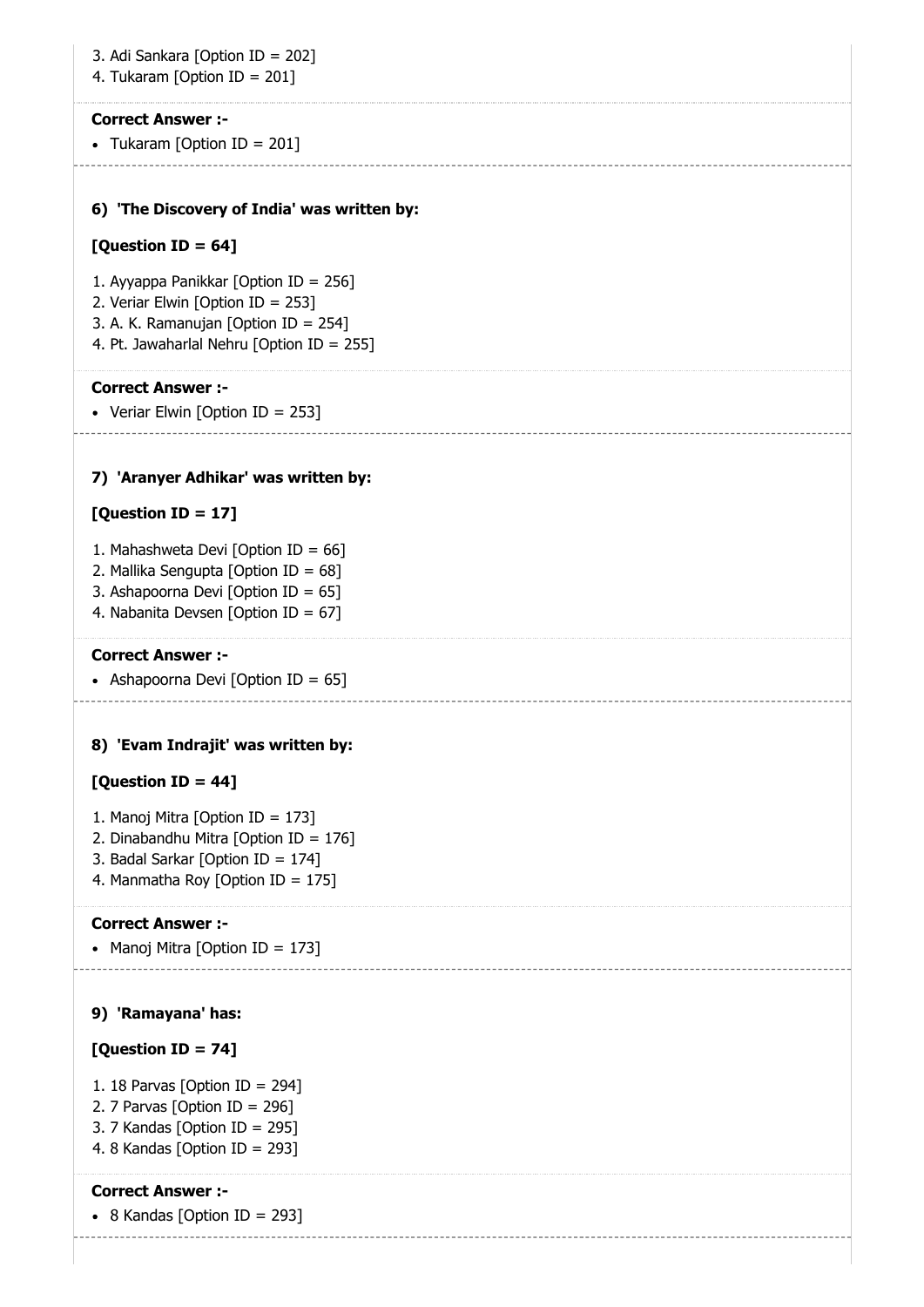3. Adi Sankara [Option ID = 202]
4. Tukaram [Option ID = 201]

**Correct Answer :-**

- Tukaram [Option ID = 201]

---

**6) 'The Discovery of India' was written by:**

**[Question ID = 64]**

1. Ayyappa Panikkar [Option ID = 256]
2. Veriar Elwin [Option ID = 253]
3. A. K. Ramanujan [Option ID = 254]
4. Pt. Jawaharlal Nehru [Option ID = 255]

**Correct Answer :-**

- Veriar Elwin [Option ID = 253]

---

**7) 'Aranyer Adhikar' was written by:**

**[Question ID = 17]**

1. Mahashweta Devi [Option ID = 66]
2. Mallika Sengupta [Option ID = 68]
3. Ashapoorna Devi [Option ID = 65]
4. Nabanita Devsen [Option ID = 67]

**Correct Answer :-**

- Ashapoorna Devi [Option ID = 65]

---

**8) 'Evam Indrajit' was written by:**

**[Question ID = 44]**

1. Manoj Mitra [Option ID = 173]
2. Dinabandhu Mitra [Option ID = 176]
3. Badal Sarkar [Option ID = 174]
4. Manmatha Roy [Option ID = 175]

**Correct Answer :-**

- Manoj Mitra [Option ID = 173]

---

**9) 'Ramayana' has:**

**[Question ID = 74]**

1. 18 Parvas [Option ID = 294]
2. 7 Parvas [Option ID = 296]
3. 7 Kandas [Option ID = 295]
4. 8 Kandas [Option ID = 293]

**Correct Answer :-**

- 8 Kandas [Option ID = 293]

---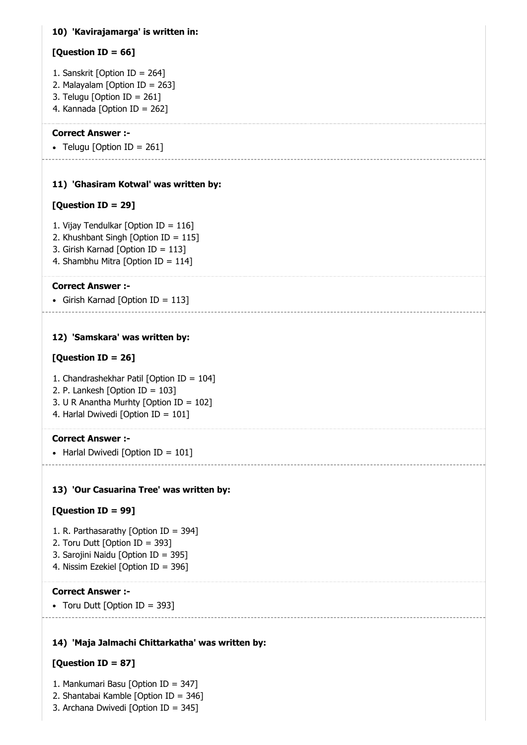**10) 'Kavirajamarga' is written in:**

**[Question ID = 66]**

1. Sanskrit [Option ID = 264]
2. Malayalam [Option ID = 263]
3. Telugu [Option ID = 261]
4. Kannada [Option ID = 262]

**Correct Answer :-**

- Telugu [Option ID = 261]

**11) 'Ghasiram Kotwal' was written by:**

**[Question ID = 29]**

1. Vijay Tendulkar [Option ID = 116]
2. Khushbant Singh [Option ID = 115]
3. Girish Karnad [Option ID = 113]
4. Shambhu Mitra [Option ID = 114]

**Correct Answer :-**

- Girish Karnad [Option ID = 113]

**12) 'Samskara' was written by:**

**[Question ID = 26]**

1. Chandrashekhar Patil [Option ID = 104]
2. P. Lankesh [Option ID = 103]
3. U R Anantha Murhty [Option ID = 102]
4. Harlal Dwivedi [Option ID = 101]

**Correct Answer :-**

- Harlal Dwivedi [Option ID = 101]

**13) 'Our Casuarina Tree' was written by:**

**[Question ID = 99]**

1. R. Parthasarathy [Option ID = 394]
2. Toru Dutt [Option ID = 393]
3. Sarojini Naidu [Option ID = 395]
4. Nissim Ezekiel [Option ID = 396]

**Correct Answer :-**

- Toru Dutt [Option ID = 393]

**14) 'Maja Jalmachi Chittarkatha' was written by:**

**[Question ID = 87]**

1. Mankumari Basu [Option ID = 347]
2. Shantabai Kamble [Option ID = 346]
3. Archana Dwivedi [Option ID = 345]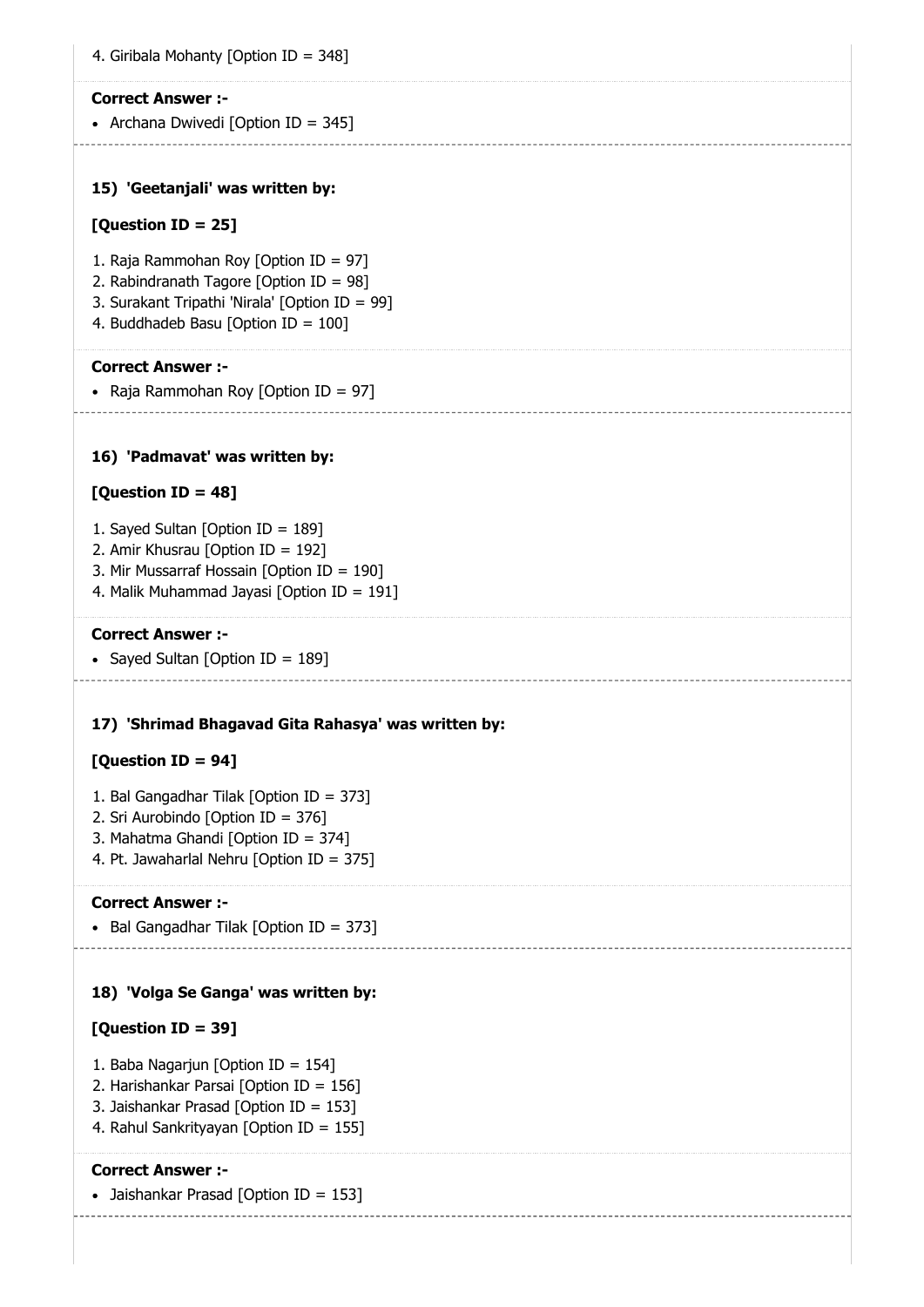4. Giribala Mohanty [Option ID = 348]

**Correct Answer :-**

- Archana Dwivedi [Option ID = 345]

**15) 'Geetanjali' was written by:**

**[Question ID = 25]**

1. Raja Rammohan Roy [Option ID = 97]
2. Rabindranath Tagore [Option ID = 98]
3. Surakant Tripathi 'Nirala' [Option ID = 99]
4. Buddhadeb Basu [Option ID = 100]

**Correct Answer :-**

- Raja Rammohan Roy [Option ID = 97]

**16) 'Padmavat' was written by:**

**[Question ID = 48]**

1. Sayed Sultan [Option ID = 189]
2. Amir Khusrau [Option ID = 192]
3. Mir Mussarraf Hossain [Option ID = 190]
4. Malik Muhammad Jayasi [Option ID = 191]

**Correct Answer :-**

- Sayed Sultan [Option ID = 189]

**17) 'Shrimad Bhagavad Gita Rahasya' was written by:**

**[Question ID = 94]**

1. Bal Gangadhar Tilak [Option ID = 373]
2. Sri Aurobindo [Option ID = 376]
3. Mahatma Ghandi [Option ID = 374]
4. Pt. Jawaharlal Nehru [Option ID = 375]

**Correct Answer :-**

- Bal Gangadhar Tilak [Option ID = 373]

**18) 'Volga Se Ganga' was written by:**

**[Question ID = 39]**

1. Baba Nagarjun [Option ID = 154]
2. Harishankar Parsai [Option ID = 156]
3. Jaishankar Prasad [Option ID = 153]
4. Rahul Sankrityayan [Option ID = 155]

**Correct Answer :-**

- Jaishankar Prasad [Option ID = 153]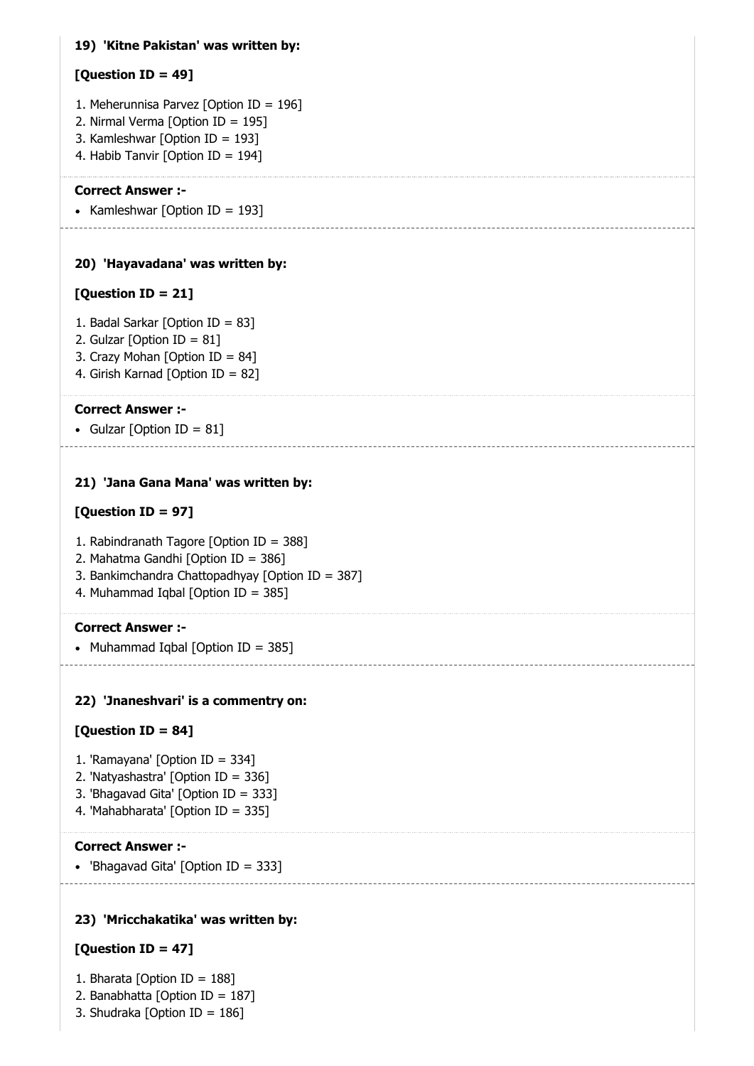**19) 'Kitne Pakistan' was written by:**

**[Question ID = 49]**

1. Meherunnisa Parvez [Option ID = 196]
2. Nirmal Verma [Option ID = 195]
3. Kamleshwar [Option ID = 193]
4. Habib Tanvir [Option ID = 194]

**Correct Answer :-**

- Kamleshwar [Option ID = 193]

---

**20) 'Hayavadana' was written by:**

**[Question ID = 21]**

1. Badal Sarkar [Option ID = 83]
2. Gulzar [Option ID = 81]
3. Crazy Mohan [Option ID = 84]
4. Girish Karnad [Option ID = 82]

**Correct Answer :-**

- Gulzar [Option ID = 81]

---

**21) 'Jana Gana Mana' was written by:**

**[Question ID = 97]**

1. Rabindranath Tagore [Option ID = 388]
2. Mahatma Gandhi [Option ID = 386]
3. Bankimchandra Chattopadhyay [Option ID = 387]
4. Muhammad Iqbal [Option ID = 385]

**Correct Answer :-**

- Muhammad Iqbal [Option ID = 385]

---

**22) 'Jnaneshvari' is a commentry on:**

**[Question ID = 84]**

1. 'Ramayana' [Option ID = 334]
2. 'Natyashastra' [Option ID = 336]
3. 'Bhagavad Gita' [Option ID = 333]
4. 'Mahabharata' [Option ID = 335]

**Correct Answer :-**

- 'Bhagavad Gita' [Option ID = 333]

---

**23) 'Mricchakatika' was written by:**

**[Question ID = 47]**

1. Bharata [Option ID = 188]
2. Banabhatta [Option ID = 187]
3. Shudraka [Option ID = 186]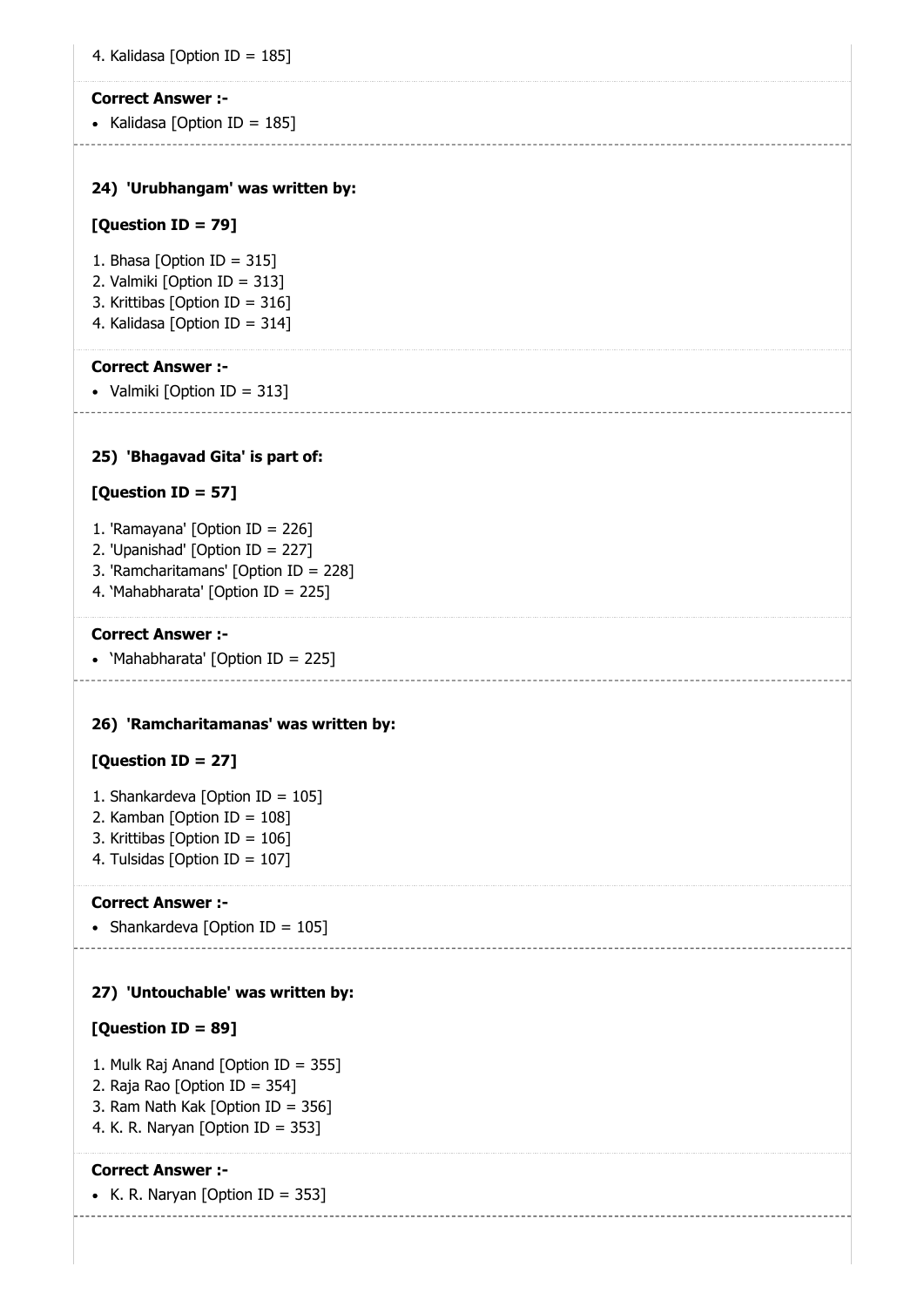4. Kalidasa [Option ID = 185]

**Correct Answer :-**

- Kalidasa [Option ID = 185]

---

**24) 'Urubhangam' was written by:**

**[Question ID = 79]**

1. Bhasa [Option ID = 315]
2. Valmiki [Option ID = 313]
3. Krittibas [Option ID = 316]
4. Kalidasa [Option ID = 314]

**Correct Answer :-**

- Valmiki [Option ID = 313]

---

**25) 'Bhagavad Gita' is part of:**

**[Question ID = 57]**

1. 'Ramayana' [Option ID = 226]
2. 'Upanishad' [Option ID = 227]
3. 'Ramcharitamans' [Option ID = 228]
4. 'Mahabharata' [Option ID = 225]

**Correct Answer :-**

- 'Mahabharata' [Option ID = 225]

---

**26) 'Ramcharitamanas' was written by:**

**[Question ID = 27]**

1. Shankardeva [Option ID = 105]
2. Kamban [Option ID = 108]
3. Krittibas [Option ID = 106]
4. Tulsidas [Option ID = 107]

**Correct Answer :-**

- Shankardeva [Option ID = 105]

---

**27) 'Untouchable' was written by:**

**[Question ID = 89]**

1. Mulk Raj Anand [Option ID = 355]
2. Raja Rao [Option ID = 354]
3. Ram Nath Kak [Option ID = 356]
4. K. R. Naryan [Option ID = 353]

**Correct Answer :-**

- K. R. Naryan [Option ID = 353]

---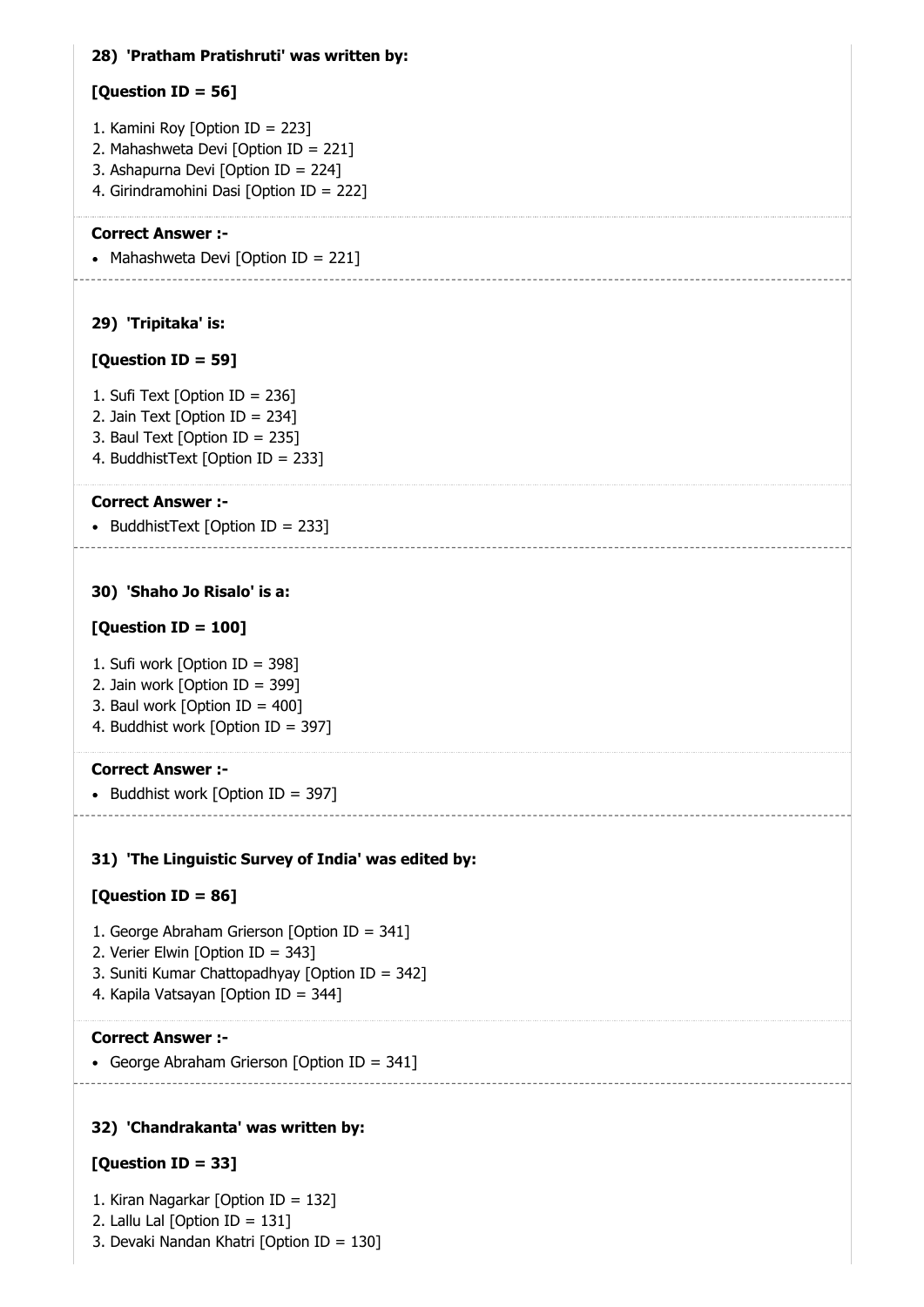**28) 'Pratham Pratishruti' was written by:**

**[Question ID = 56]**

1. Kamini Roy [Option ID = 223]
2. Mahashweta Devi [Option ID = 221]
3. Ashapurna Devi [Option ID = 224]
4. Girindramohini Dasi [Option ID = 222]

**Correct Answer :-**

- Mahashweta Devi [Option ID = 221]

---

**29) 'Tripitaka' is:**

**[Question ID = 59]**

1. Sufi Text [Option ID = 236]
2. Jain Text [Option ID = 234]
3. Baul Text [Option ID = 235]
4. BuddhistText [Option ID = 233]

**Correct Answer :-**

- BuddhistText [Option ID = 233]

---

**30) 'Shaho Jo Risalo' is a:**

**[Question ID = 100]**

1. Sufi work [Option ID = 398]
2. Jain work [Option ID = 399]
3. Baul work [Option ID = 400]
4. Buddhist work [Option ID = 397]

**Correct Answer :-**

- Buddhist work [Option ID = 397]

---

**31) 'The Linguistic Survey of India' was edited by:**

**[Question ID = 86]**

1. George Abraham Grierson [Option ID = 341]
2. Verier Elwin [Option ID = 343]
3. Suniti Kumar Chattopadhyay [Option ID = 342]
4. Kapila Vatsayan [Option ID = 344]

**Correct Answer :-**

- George Abraham Grierson [Option ID = 341]

---

**32) 'Chandrakanta' was written by:**

**[Question ID = 33]**

1. Kiran Nagarkar [Option ID = 132]
2. Lallu Lal [Option ID = 131]
3. Devaki Nandan Khatri [Option ID = 130]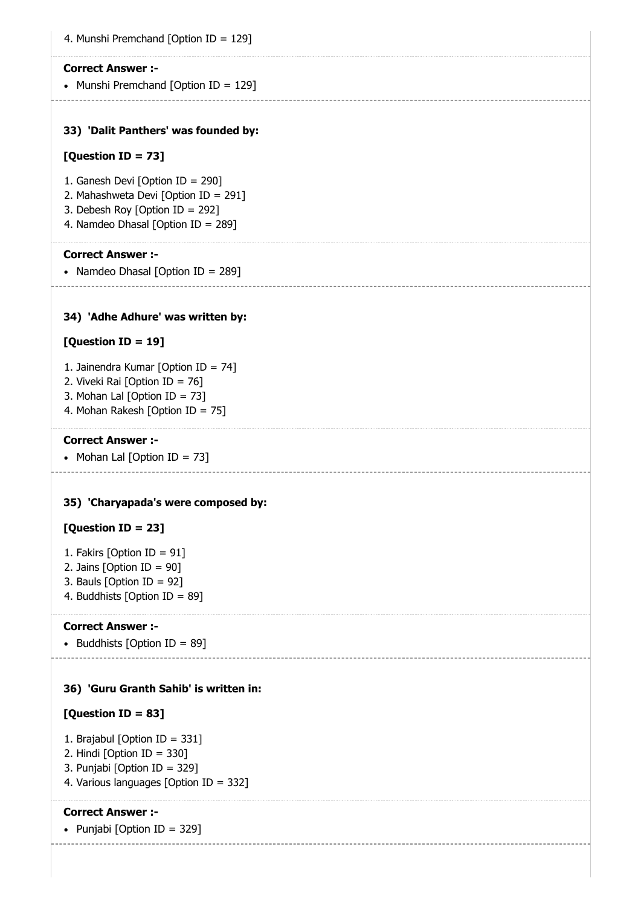4. Munshi Premchand [Option ID = 129]

**Correct Answer :-**

- Munshi Premchand [Option ID = 129]

**33) 'Dalit Panthers' was founded by:**

**[Question ID = 73]**

1. Ganesh Devi [Option ID = 290]
2. Mahashweta Devi [Option ID = 291]
3. Debesh Roy [Option ID = 292]
4. Namdeo Dhasal [Option ID = 289]

**Correct Answer :-**

- Namdeo Dhasal [Option ID = 289]

**34) 'Adhe Adhure' was written by:**

**[Question ID = 19]**

1. Jainendra Kumar [Option ID = 74]
2. Viveki Rai [Option ID = 76]
3. Mohan Lal [Option ID = 73]
4. Mohan Rakesh [Option ID = 75]

**Correct Answer :-**

- Mohan Lal [Option ID = 73]

**35) 'Charyapada's were composed by:**

**[Question ID = 23]**

1. Fakirs [Option ID = 91]
2. Jains [Option ID = 90]
3. Bauls [Option ID = 92]
4. Buddhists [Option ID = 89]

**Correct Answer :-**

- Buddhists [Option ID = 89]

**36) 'Guru Granth Sahib' is written in:**

**[Question ID = 83]**

1. Brajabul [Option ID = 331]
2. Hindi [Option ID = 330]
3. Punjabi [Option ID = 329]
4. Various languages [Option ID = 332]

**Correct Answer :-**

- Punjabi [Option ID = 329]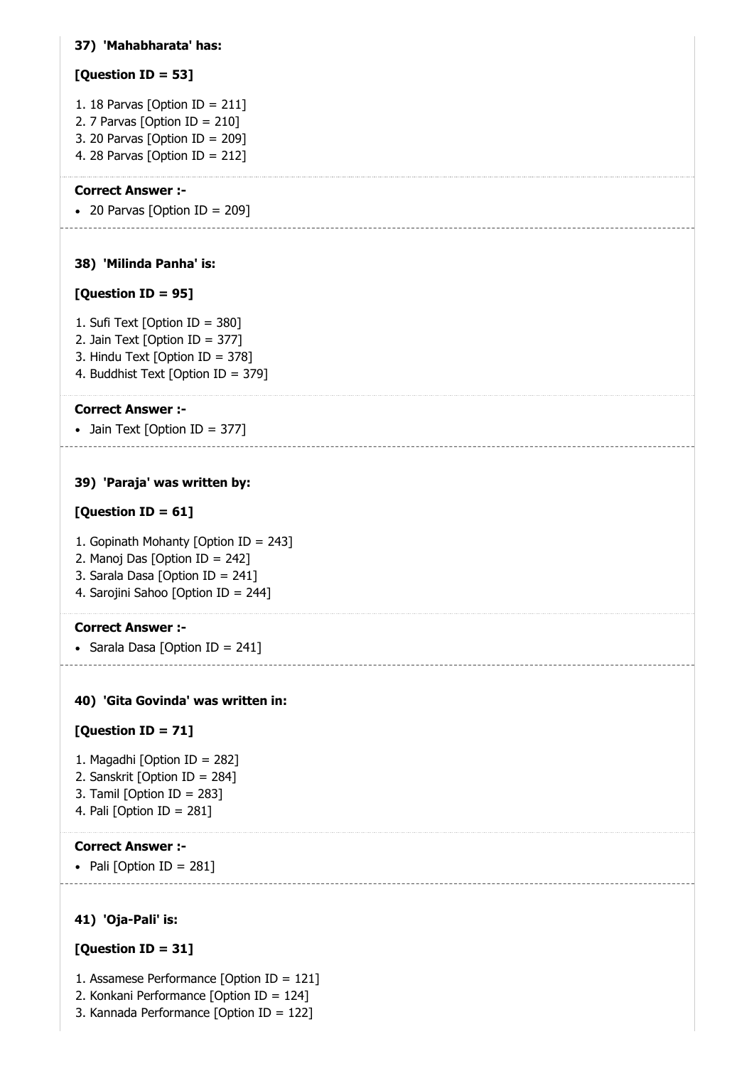**37) 'Mahabharata' has:**

**[Question ID = 53]**

1. 18 Parvas [Option ID = 211]
2. 7 Parvas [Option ID = 210]
3. 20 Parvas [Option ID = 209]
4. 28 Parvas [Option ID = 212]

**Correct Answer :-**

- 20 Parvas [Option ID = 209]

---

**38) 'Milinda Panha' is:**

**[Question ID = 95]**

1. Sufi Text [Option ID = 380]
2. Jain Text [Option ID = 377]
3. Hindu Text [Option ID = 378]
4. Buddhist Text [Option ID = 379]

**Correct Answer :-**

- Jain Text [Option ID = 377]

---

**39) 'Paraja' was written by:**

**[Question ID = 61]**

1. Gopinath Mohanty [Option ID = 243]
2. Manoj Das [Option ID = 242]
3. Sarala Dasa [Option ID = 241]
4. Sarojini Sahoo [Option ID = 244]

**Correct Answer :-**

- Sarala Dasa [Option ID = 241]

---

**40) 'Gita Govinda' was written in:**

**[Question ID = 71]**

1. Magadhi [Option ID = 282]
2. Sanskrit [Option ID = 284]
3. Tamil [Option ID = 283]
4. Pali [Option ID = 281]

**Correct Answer :-**

- Pali [Option ID = 281]

---

**41) 'Oja-Pali' is:**

**[Question ID = 31]**

1. Assamese Performance [Option ID = 121]
2. Konkani Performance [Option ID = 124]
3. Kannada Performance [Option ID = 122]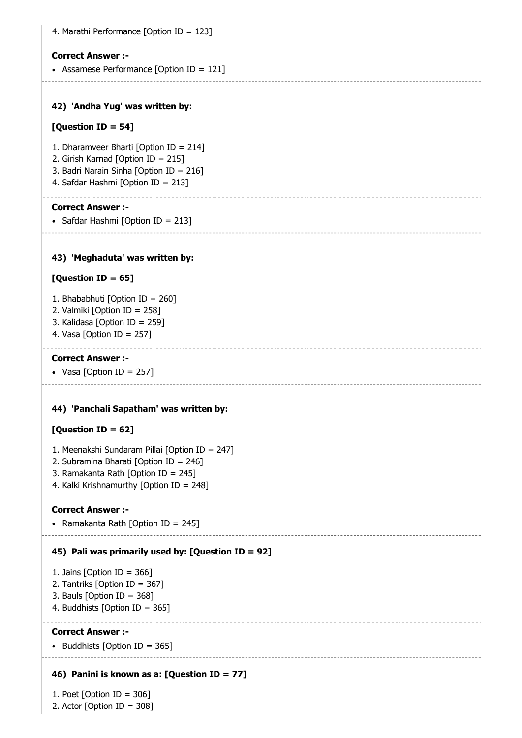4. Marathi Performance [Option ID = 123]

**Correct Answer :-**

- Assamese Performance [Option ID = 121]

---

**42) 'Andha Yug' was written by:**

**[Question ID = 54]**

1. Dharamveer Bharti [Option ID = 214]
2. Girish Karnad [Option ID = 215]
3. Badri Narain Sinha [Option ID = 216]
4. Safdar Hashmi [Option ID = 213]

**Correct Answer :-**

- Safdar Hashmi [Option ID = 213]

---

**43) 'Meghaduta' was written by:**

**[Question ID = 65]**

1. Bhababhuti [Option ID = 260]
2. Valmiki [Option ID = 258]
3. Kalidasa [Option ID = 259]
4. Vasa [Option ID = 257]

**Correct Answer :-**

- Vasa [Option ID = 257]

---

**44) 'Panchali Sapatham' was written by:**

**[Question ID = 62]**

1. Meenakshi Sundaram Pillai [Option ID = 247]
2. Subramina Bharati [Option ID = 246]
3. Ramakanta Rath [Option ID = 245]
4. Kalki Krishnamurthy [Option ID = 248]

**Correct Answer :-**

- Ramakanta Rath [Option ID = 245]

---

**45) Pali was primarily used by: [Question ID = 92]**

1. Jains [Option ID = 366]
2. Tantriks [Option ID = 367]
3. Bauls [Option ID = 368]
4. Buddhists [Option ID = 365]

**Correct Answer :-**

- Buddhists [Option ID = 365]

---

**46) Panini is known as a: [Question ID = 77]**

1. Poet [Option ID = 306]
2. Actor [Option ID = 308]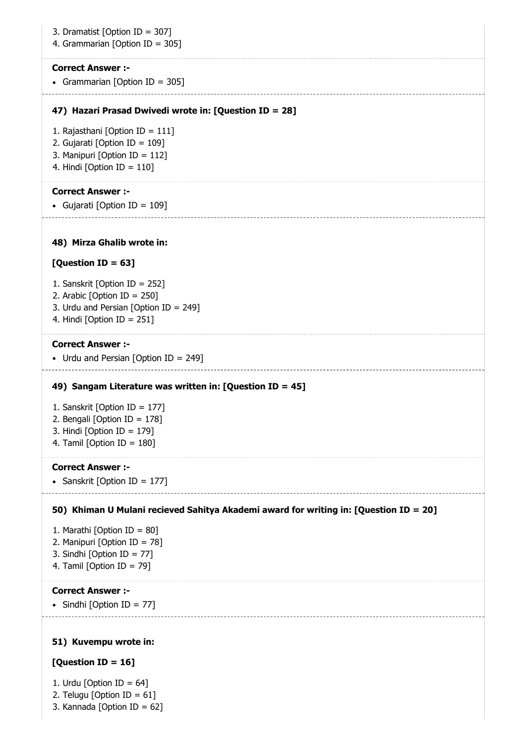3. Dramatist [Option ID = 307]
4. Grammarian [Option ID = 305]

**Correct Answer :-**

- Grammarian [Option ID = 305]

**47) Hazari Prasad Dwivedi wrote in: [Question ID = 28]**

1. Rajasthani [Option ID = 111]
2. Gujarati [Option ID = 109]
3. Manipuri [Option ID = 112]
4. Hindi [Option ID = 110]

**Correct Answer :-**

- Gujarati [Option ID = 109]

**48) Mirza Ghalib wrote in:**

**[Question ID = 63]**

1. Sanskrit [Option ID = 252]
2. Arabic [Option ID = 250]
3. Urdu and Persian [Option ID = 249]
4. Hindi [Option ID = 251]

**Correct Answer :-**

- Urdu and Persian [Option ID = 249]

**49) Sangam Literature was written in: [Question ID = 45]**

1. Sanskrit [Option ID = 177]
2. Bengali [Option ID = 178]
3. Hindi [Option ID = 179]
4. Tamil [Option ID = 180]

**Correct Answer :-**

- Sanskrit [Option ID = 177]

**50) Khiman U Mulani recieved Sahitya Akademi award for writing in: [Question ID = 20]**

1. Marathi [Option ID = 80]
2. Manipuri [Option ID = 78]
3. Sindhi [Option ID = 77]
4. Tamil [Option ID = 79]

**Correct Answer :-**

- Sindhi [Option ID = 77]

**51) Kuvempu wrote in:**

**[Question ID = 16]**

1. Urdu [Option ID = 64]
2. Telugu [Option ID = 61]
3. Kannada [Option ID = 62]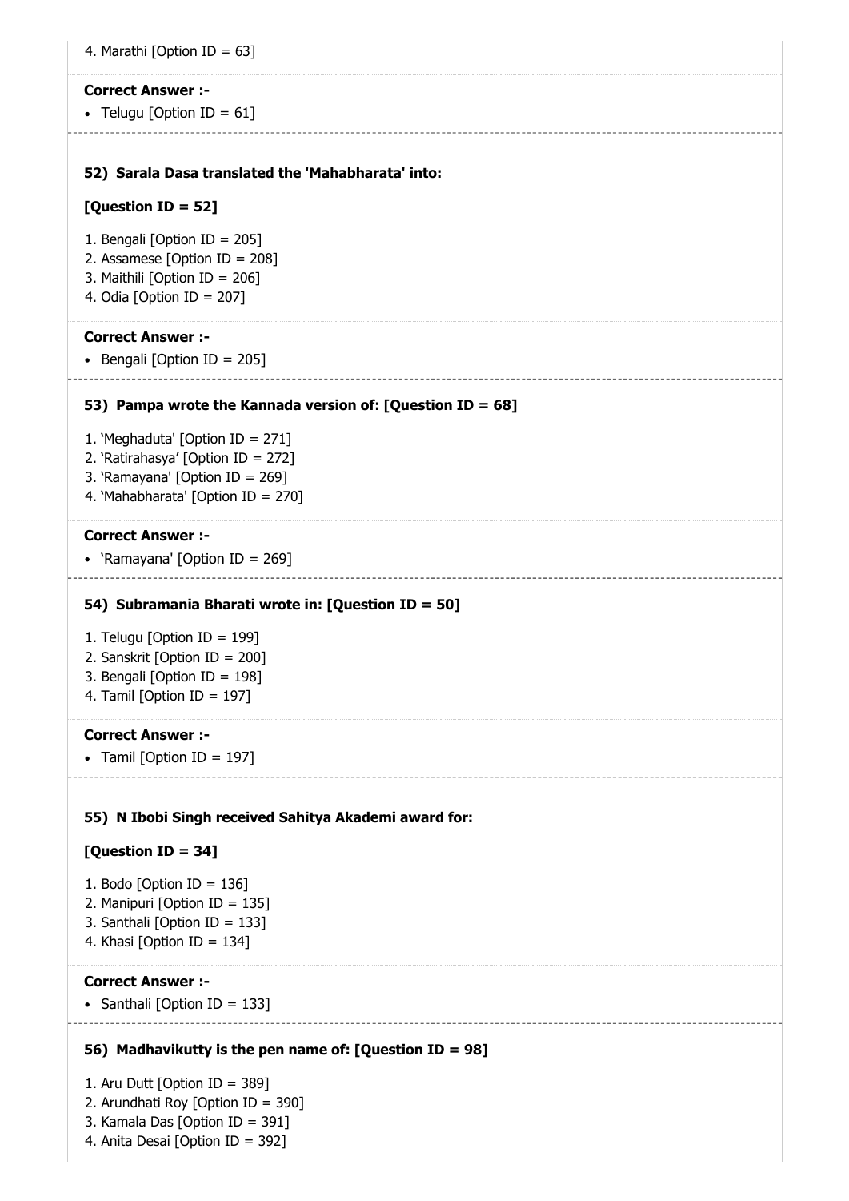4. Marathi [Option ID = 63]

**Correct Answer :-**

- Telugu [Option ID = 61]

**52) Sarala Dasa translated the 'Mahabharata' into:**

**[Question ID = 52]**

1. Bengali [Option ID = 205]
2. Assamese [Option ID = 208]
3. Maithili [Option ID = 206]
4. Odia [Option ID = 207]

**Correct Answer :-**

- Bengali [Option ID = 205]

**53) Pampa wrote the Kannada version of: [Question ID = 68]**

1. 'Meghaduta' [Option ID = 271]
2. 'Ratirahasya' [Option ID = 272]
3. 'Ramayana' [Option ID = 269]
4. 'Mahabharata' [Option ID = 270]

**Correct Answer :-**

- 'Ramayana' [Option ID = 269]

**54) Subramania Bharati wrote in: [Question ID = 50]**

1. Telugu [Option ID = 199]
2. Sanskrit [Option ID = 200]
3. Bengali [Option ID = 198]
4. Tamil [Option ID = 197]

**Correct Answer :-**

- Tamil [Option ID = 197]

**55) N Ibobi Singh received Sahitya Akademi award for:**

**[Question ID = 34]**

1. Bodo [Option ID = 136]
2. Manipuri [Option ID = 135]
3. Santhali [Option ID = 133]
4. Khasi [Option ID = 134]

**Correct Answer :-**

- Santhali [Option ID = 133]

**56) Madhavikutty is the pen name of: [Question ID = 98]**

1. Aru Dutt [Option ID = 389]
2. Arundhati Roy [Option ID = 390]
3. Kamala Das [Option ID = 391]
4. Anita Desai [Option ID = 392]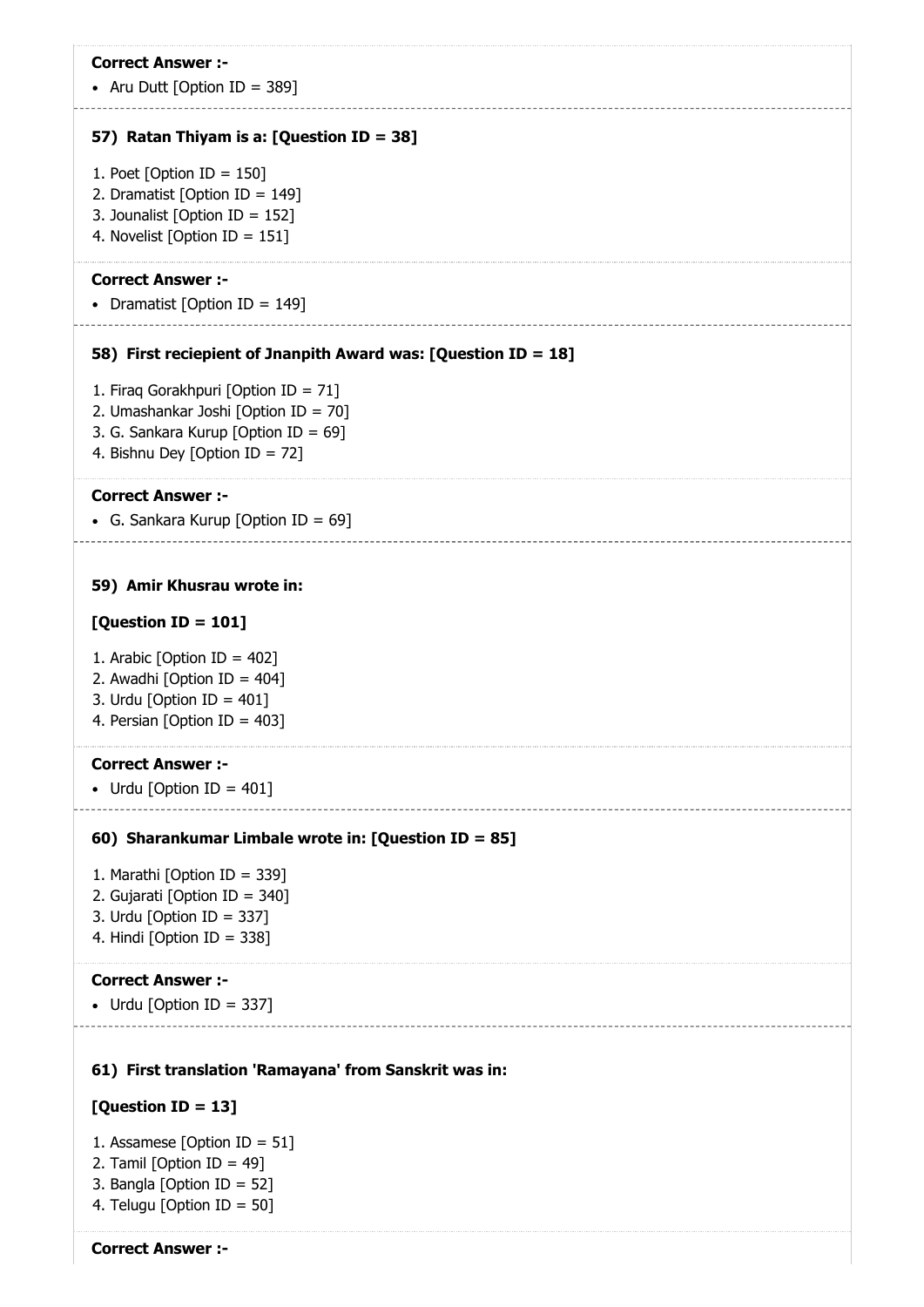**Correct Answer :-**

- Aru Dutt [Option ID = 389]

**57) Ratan Thiyam is a: [Question ID = 38]**

1. Poet [Option ID = 150]
2. Dramatist [Option ID = 149]
3. Jounalist [Option ID = 152]
4. Novelist [Option ID = 151]

**Correct Answer :-**

- Dramatist [Option ID = 149]

**58) First reciepient of Jnanpith Award was: [Question ID = 18]**

1. Firaq Gorakhpuri [Option ID = 71]
2. Umashankar Joshi [Option ID = 70]
3. G. Sankara Kurup [Option ID = 69]
4. Bishnu Dey [Option ID = 72]

**Correct Answer :-**

- G. Sankara Kurup [Option ID = 69]

**59) Amir Khusrau wrote in:**

**[Question ID = 101]**

1. Arabic [Option ID = 402]
2. Awadhi [Option ID = 404]
3. Urdu [Option ID = 401]
4. Persian [Option ID = 403]

**Correct Answer :-**

- Urdu [Option ID = 401]

**60) Sharankumar Limbale wrote in: [Question ID = 85]**

1. Marathi [Option ID = 339]
2. Gujarati [Option ID = 340]
3. Urdu [Option ID = 337]
4. Hindi [Option ID = 338]

**Correct Answer :-**

- Urdu [Option ID = 337]

**61) First translation 'Ramayana' from Sanskrit was in:**

**[Question ID = 13]**

1. Assamese [Option ID = 51]
2. Tamil [Option ID = 49]
3. Bangla [Option ID = 52]
4. Telugu [Option ID = 50]

**Correct Answer :-**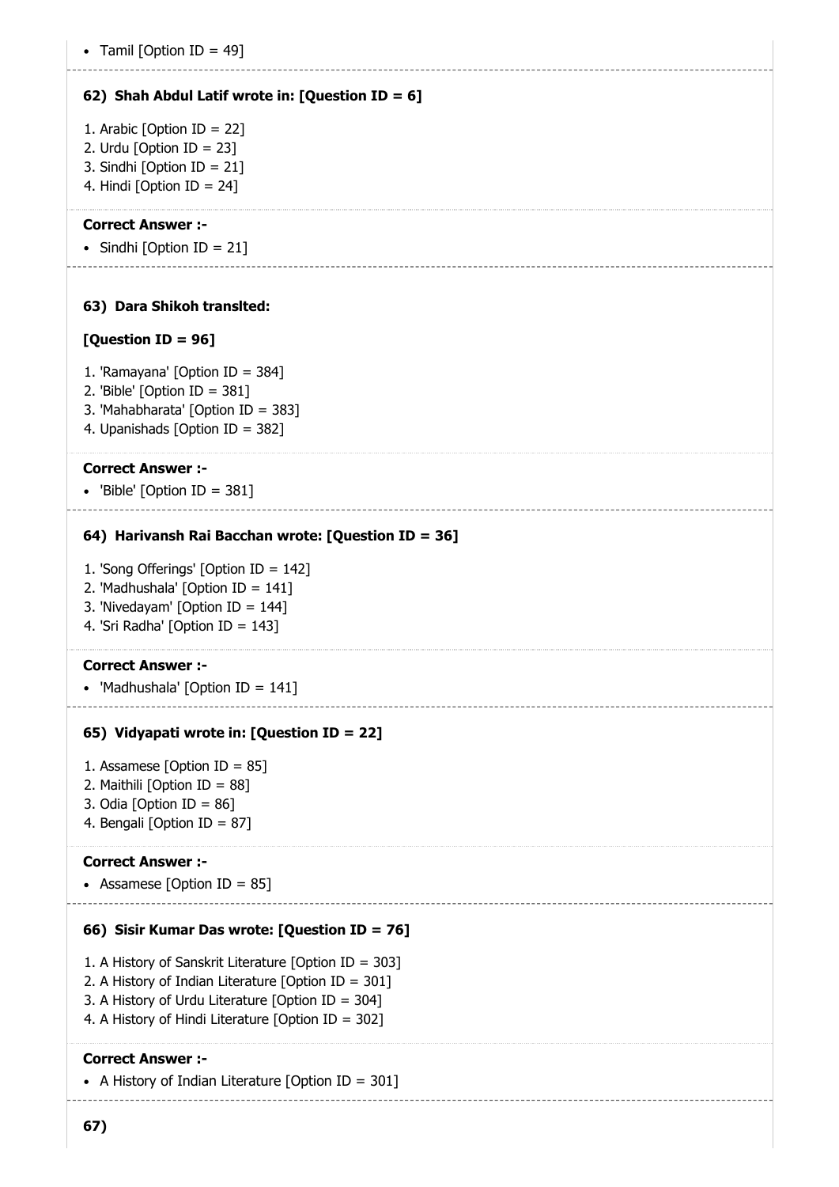- Tamil [Option ID = 49]

**62) Shah Abdul Latif wrote in: [Question ID = 6]**

1. Arabic [Option ID = 22]
2. Urdu [Option ID = 23]
3. Sindhi [Option ID = 21]
4. Hindi [Option ID = 24]

**Correct Answer :-**

- Sindhi [Option ID = 21]

**63) Dara Shikoh translted:**

**[Question ID = 96]**

1. 'Ramayana' [Option ID = 384]
2. 'Bible' [Option ID = 381]
3. 'Mahabharata' [Option ID = 383]
4. Upanishads [Option ID = 382]

**Correct Answer :-**

- 'Bible' [Option ID = 381]

**64) Harivansh Rai Bacchan wrote: [Question ID = 36]**

1. 'Song Offerings' [Option ID = 142]
2. 'Madhushala' [Option ID = 141]
3. 'Nivedayam' [Option ID = 144]
4. 'Sri Radha' [Option ID = 143]

**Correct Answer :-**

- 'Madhushala' [Option ID = 141]

**65) Vidyapati wrote in: [Question ID = 22]**

1. Assamese [Option ID = 85]
2. Maithili [Option ID = 88]
3. Odia [Option ID = 86]
4. Bengali [Option ID = 87]

**Correct Answer :-**

- Assamese [Option ID = 85]

**66) Sisir Kumar Das wrote: [Question ID = 76]**

1. A History of Sanskrit Literature [Option ID = 303]
2. A History of Indian Literature [Option ID = 301]
3. A History of Urdu Literature [Option ID = 304]
4. A History of Hindi Literature [Option ID = 302]

**Correct Answer :-**

- A History of Indian Literature [Option ID = 301]

**67)**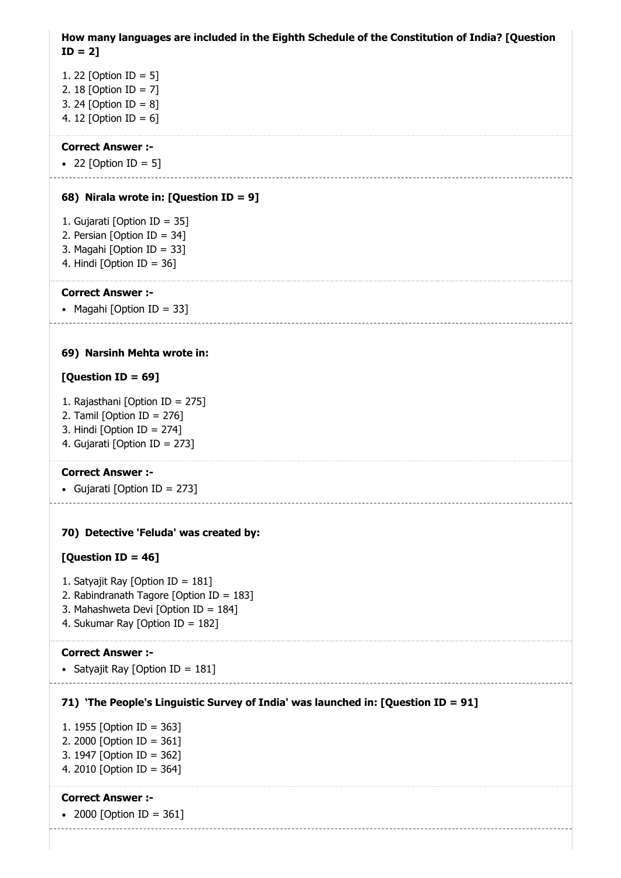**How many languages are included in the Eighth Schedule of the Constitution of India? [Question ID = 2]**

1. 22 [Option ID = 5]
2. 18 [Option ID = 7]
3. 24 [Option ID = 8]
4. 12 [Option ID = 6]

**Correct Answer :-**

- 22 [Option ID = 5]

---

**68) Nirala wrote in: [Question ID = 9]**

1. Gujarati [Option ID = 35]
2. Persian [Option ID = 34]
3. Magahi [Option ID = 33]
4. Hindi [Option ID = 36]

**Correct Answer :-**

- Magahi [Option ID = 33]

---

**69) Narsinh Mehta wrote in:**

**[Question ID = 69]**

1. Rajasthani [Option ID = 275]
2. Tamil [Option ID = 276]
3. Hindi [Option ID = 274]
4. Gujarati [Option ID = 273]

**Correct Answer :-**

- Gujarati [Option ID = 273]

---

**70) Detective 'Feluda' was created by:**

**[Question ID = 46]**

1. Satyajit Ray [Option ID = 181]
2. Rabindranath Tagore [Option ID = 183]
3. Mahashweta Devi [Option ID = 184]
4. Sukumar Ray [Option ID = 182]

**Correct Answer :-**

- Satyajit Ray [Option ID = 181]

---

**71) 'The People's Linguistic Survey of India' was launched in: [Question ID = 91]**

1. 1955 [Option ID = 363]
2. 2000 [Option ID = 361]
3. 1947 [Option ID = 362]
4. 2010 [Option ID = 364]

**Correct Answer :-**

- 2000 [Option ID = 361]

---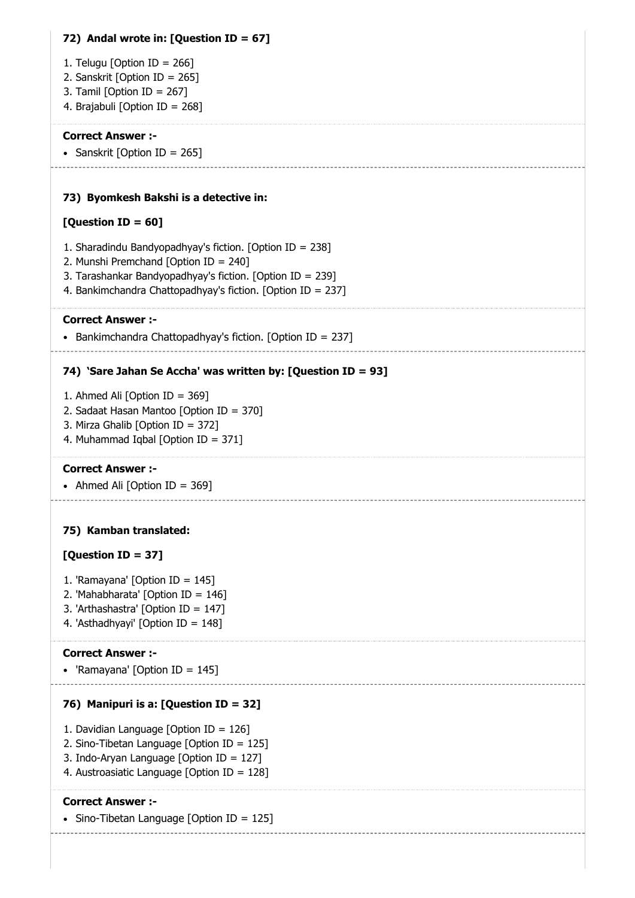**72) Andal wrote in: [Question ID = 67]**

1. Telugu [Option ID = 266]
2. Sanskrit [Option ID = 265]
3. Tamil [Option ID = 267]
4. Brajabuli [Option ID = 268]

**Correct Answer :-**

- Sanskrit [Option ID = 265]

**73) Byomkesh Bakshi is a detective in:**

**[Question ID = 60]**

1. Sharadindu Bandyopadhyay's fiction. [Option ID = 238]
2. Munshi Premchand [Option ID = 240]
3. Tarashankar Bandyopadhyay's fiction. [Option ID = 239]
4. Bankimchandra Chattopadhyay's fiction. [Option ID = 237]

**Correct Answer :-**

- Bankimchandra Chattopadhyay's fiction. [Option ID = 237]

**74) 'Sare Jahan Se Accha' was written by: [Question ID = 93]**

1. Ahmed Ali [Option ID = 369]
2. Sadaat Hasan Mantoo [Option ID = 370]
3. Mirza Ghalib [Option ID = 372]
4. Muhammad Iqbal [Option ID = 371]

**Correct Answer :-**

- Ahmed Ali [Option ID = 369]

**75) Kamban translated:**

**[Question ID = 37]**

1. 'Ramayana' [Option ID = 145]
2. 'Mahabharata' [Option ID = 146]
3. 'Arthashastra' [Option ID = 147]
4. 'Asthadhyayi' [Option ID = 148]

**Correct Answer :-**

- 'Ramayana' [Option ID = 145]

**76) Manipuri is a: [Question ID = 32]**

1. Davidian Language [Option ID = 126]
2. Sino-Tibetan Language [Option ID = 125]
3. Indo-Aryan Language [Option ID = 127]
4. Austroasiatic Language [Option ID = 128]

**Correct Answer :-**

- Sino-Tibetan Language [Option ID = 125]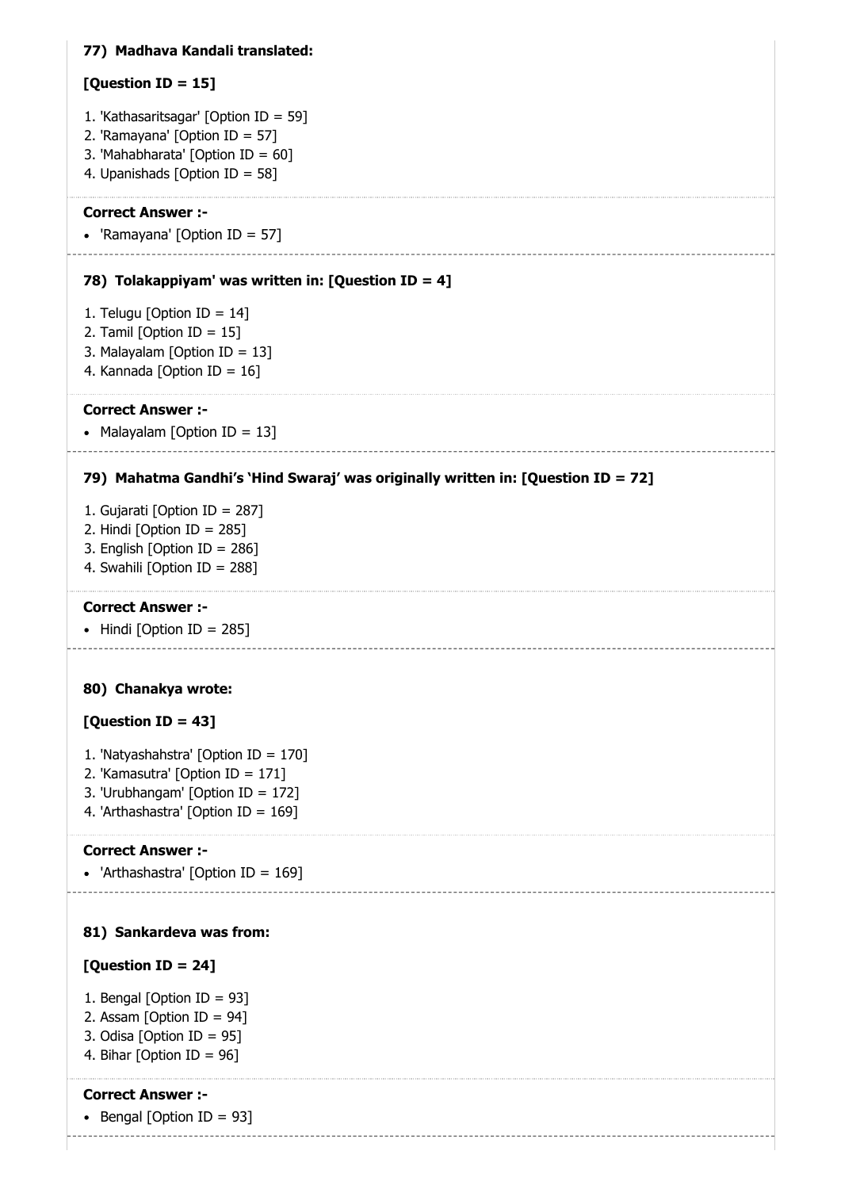**77) Madhava Kandali translated:**

**[Question ID = 15]**

1. 'Kathasaritsagar' [Option ID = 59]
2. 'Ramayana' [Option ID = 57]
3. 'Mahabharata' [Option ID = 60]
4. Upanishads [Option ID = 58]

**Correct Answer :-**

- 'Ramayana' [Option ID = 57]

**78) Tolakappiyam' was written in: [Question ID = 4]**

1. Telugu [Option ID = 14]
2. Tamil [Option ID = 15]
3. Malayalam [Option ID = 13]
4. Kannada [Option ID = 16]

**Correct Answer :-**

- Malayalam [Option ID = 13]

**79) Mahatma Gandhi's 'Hind Swaraj' was originally written in: [Question ID = 72]**

1. Gujarati [Option ID = 287]
2. Hindi [Option ID = 285]
3. English [Option ID = 286]
4. Swahili [Option ID = 288]

**Correct Answer :-**

- Hindi [Option ID = 285]

**80) Chanakya wrote:**

**[Question ID = 43]**

1. 'Natyashahstra' [Option ID = 170]
2. 'Kamasutra' [Option ID = 171]
3. 'Urubhangam' [Option ID = 172]
4. 'Arthashastra' [Option ID = 169]

**Correct Answer :-**

- 'Arthashastra' [Option ID = 169]

**81) Sankardeva was from:**

**[Question ID = 24]**

1. Bengal [Option ID = 93]
2. Assam [Option ID = 94]
3. Odisa [Option ID = 95]
4. Bihar [Option ID = 96]

**Correct Answer :-**

- Bengal [Option ID = 93]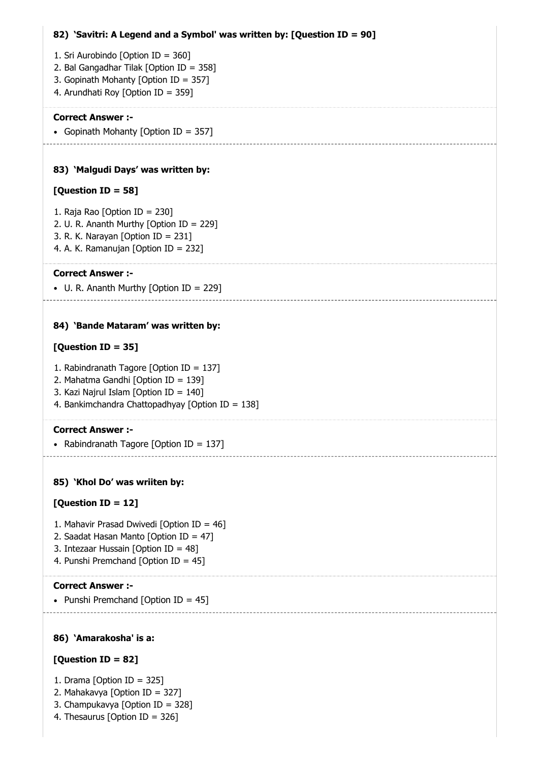**82) 'Savitri: A Legend and a Symbol' was written by: [Question ID = 90]**

1. Sri Aurobindo [Option ID = 360]
2. Bal Gangadhar Tilak [Option ID = 358]
3. Gopinath Mohanty [Option ID = 357]
4. Arundhati Roy [Option ID = 359]

**Correct Answer :-**

- Gopinath Mohanty [Option ID = 357]

---

**83) 'Malgudi Days' was written by:**

**[Question ID = 58]**

1. Raja Rao [Option ID = 230]
2. U. R. Ananth Murthy [Option ID = 229]
3. R. K. Narayan [Option ID = 231]
4. A. K. Ramanujan [Option ID = 232]

**Correct Answer :-**

- U. R. Ananth Murthy [Option ID = 229]

---

**84) 'Bande Mataram' was written by:**

**[Question ID = 35]**

1. Rabindranath Tagore [Option ID = 137]
2. Mahatma Gandhi [Option ID = 139]
3. Kazi Najrul Islam [Option ID = 140]
4. Bankimchandra Chattopadhyay [Option ID = 138]

**Correct Answer :-**

- Rabindranath Tagore [Option ID = 137]

---

**85) 'Khol Do' was wriiten by:**

**[Question ID = 12]**

1. Mahavir Prasad Dwivedi [Option ID = 46]
2. Saadat Hasan Manto [Option ID = 47]
3. Intezaar Hussain [Option ID = 48]
4. Punshi Premchand [Option ID = 45]

**Correct Answer :-**

- Punshi Premchand [Option ID = 45]

---

**86) 'Amarakosha' is a:**

**[Question ID = 82]**

1. Drama [Option ID = 325]
2. Mahakavya [Option ID = 327]
3. Champukavya [Option ID = 328]
4. Thesaurus [Option ID = 326]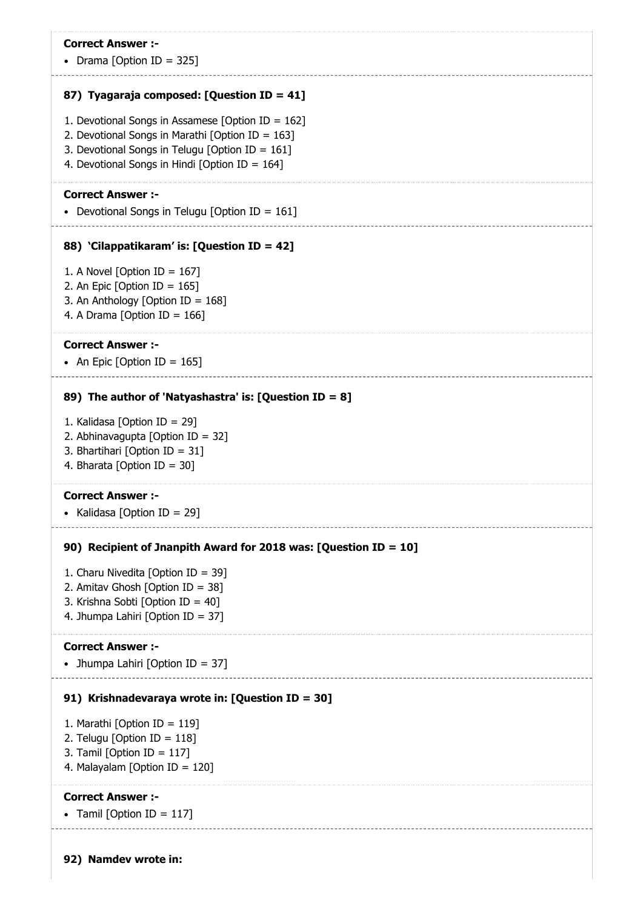**Correct Answer :-**

- Drama [Option ID = 325]

**87) Tyagaraja composed: [Question ID = 41]**

1. Devotional Songs in Assamese [Option ID = 162]
2. Devotional Songs in Marathi [Option ID = 163]
3. Devotional Songs in Telugu [Option ID = 161]
4. Devotional Songs in Hindi [Option ID = 164]

**Correct Answer :-**

- Devotional Songs in Telugu [Option ID = 161]

**88) 'Cilappatikaram' is: [Question ID = 42]**

1. A Novel [Option ID = 167]
2. An Epic [Option ID = 165]
3. An Anthology [Option ID = 168]
4. A Drama [Option ID = 166]

**Correct Answer :-**

- An Epic [Option ID = 165]

**89) The author of 'Natyashastra' is: [Question ID = 8]**

1. Kalidasa [Option ID = 29]
2. Abhinavagupta [Option ID = 32]
3. Bhartihari [Option ID = 31]
4. Bharata [Option ID = 30]

**Correct Answer :-**

- Kalidasa [Option ID = 29]

**90) Recipient of Jnanpith Award for 2018 was: [Question ID = 10]**

1. Charu Nivedita [Option ID = 39]
2. Amitav Ghosh [Option ID = 38]
3. Krishna Sobti [Option ID = 40]
4. Jhumpa Lahiri [Option ID = 37]

**Correct Answer :-**

- Jhumpa Lahiri [Option ID = 37]

**91) Krishnadevaraya wrote in: [Question ID = 30]**

1. Marathi [Option ID = 119]
2. Telugu [Option ID = 118]
3. Tamil [Option ID = 117]
4. Malayalam [Option ID = 120]

**Correct Answer :-**

- Tamil [Option ID = 117]

**92) Namdev wrote in:**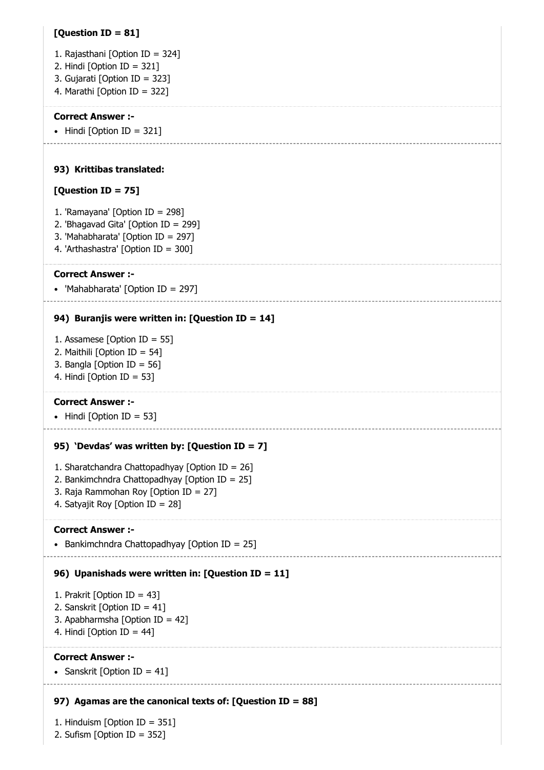**[Question ID = 81]**

1. Rajasthani [Option ID = 324]
2. Hindi [Option ID = 321]
3. Gujarati [Option ID = 323]
4. Marathi [Option ID = 322]

**Correct Answer :-**

- Hindi [Option ID = 321]

---

**93) Krittibas translated:**

**[Question ID = 75]**

1. 'Ramayana' [Option ID = 298]
2. 'Bhagavad Gita' [Option ID = 299]
3. 'Mahabharata' [Option ID = 297]
4. 'Arthashastra' [Option ID = 300]

**Correct Answer :-**

- 'Mahabharata' [Option ID = 297]

---

**94) Buranjis were written in: [Question ID = 14]**

1. Assamese [Option ID = 55]
2. Maithili [Option ID = 54]
3. Bangla [Option ID = 56]
4. Hindi [Option ID = 53]

**Correct Answer :-**

- Hindi [Option ID = 53]

---

**95) ‘Devdas’ was written by: [Question ID = 7]**

1. Sharatchandra Chattopadhyay [Option ID = 26]
2. Bankimchndra Chattopadhyay [Option ID = 25]
3. Raja Rammohan Roy [Option ID = 27]
4. Satyajit Roy [Option ID = 28]

**Correct Answer :-**

- Bankimchndra Chattopadhyay [Option ID = 25]

---

**96) Upanishads were written in: [Question ID = 11]**

1. Prakrit [Option ID = 43]
2. Sanskrit [Option ID = 41]
3. Apabharmsha [Option ID = 42]
4. Hindi [Option ID = 44]

**Correct Answer :-**

- Sanskrit [Option ID = 41]

---

**97) Agamas are the canonical texts of: [Question ID = 88]**

1. Hinduism [Option ID = 351]
2. Sufism [Option ID = 352]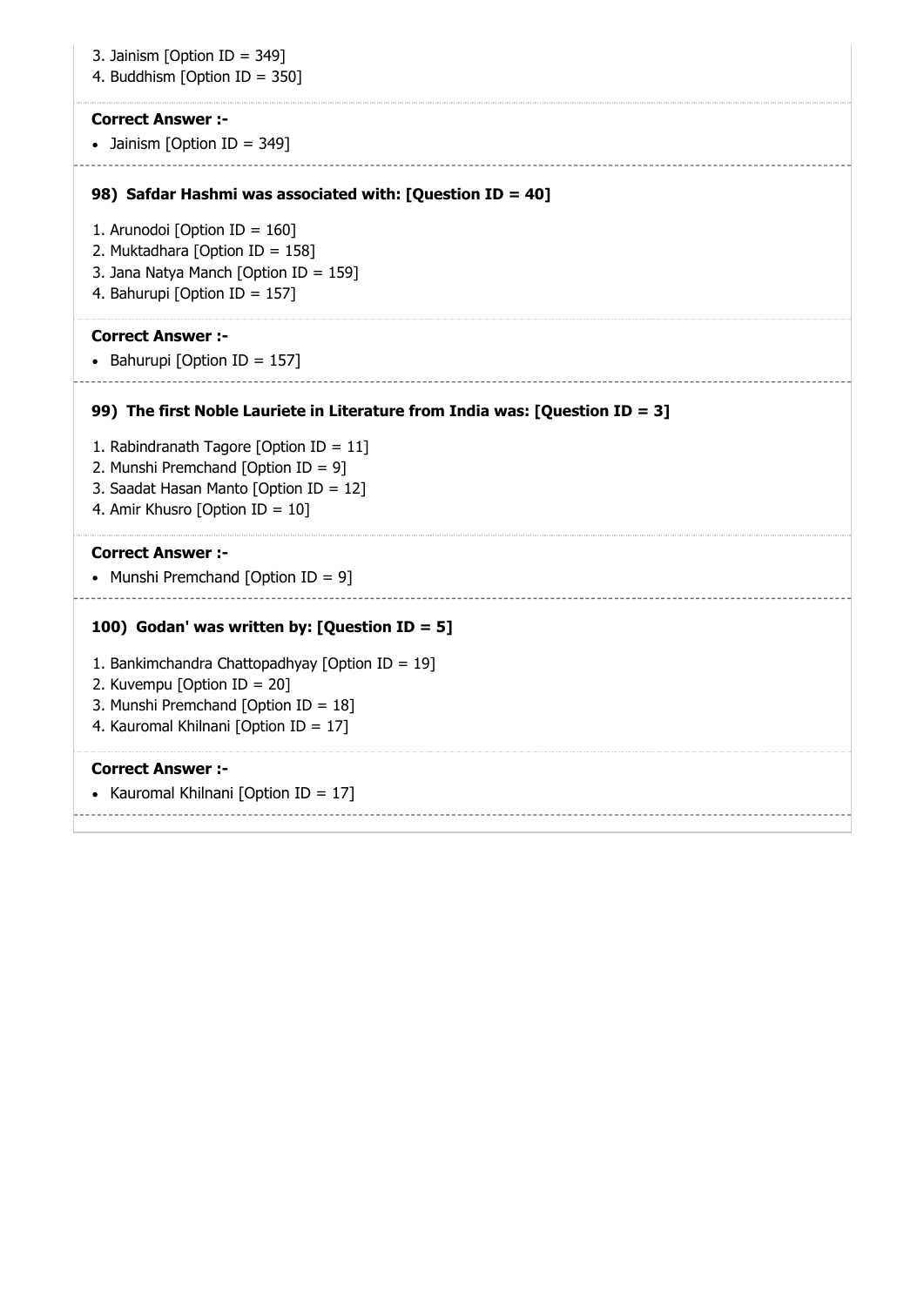3. Jainism [Option ID = 349]
4. Buddhism [Option ID = 350]

**Correct Answer :-**

- Jainism [Option ID = 349]

**98) Safdar Hashmi was associated with: [Question ID = 40]**

1. Arunodoi [Option ID = 160]
2. Muktadhara [Option ID = 158]
3. Jana Natya Manch [Option ID = 159]
4. Bahurupi [Option ID = 157]

**Correct Answer :-**

- Bahurupi [Option ID = 157]

**99) The first Noble Lauriete in Literature from India was: [Question ID = 3]**

1. Rabindranath Tagore [Option ID = 11]
2. Munshi Premchand [Option ID = 9]
3. Saadat Hasan Manto [Option ID = 12]
4. Amir Khusro [Option ID = 10]

**Correct Answer :-**

- Munshi Premchand [Option ID = 9]

**100) Godan' was written by: [Question ID = 5]**

1. Bankimchandra Chattopadhyay [Option ID = 19]
2. Kuvempu [Option ID = 20]
3. Munshi Premchand [Option ID = 18]
4. Kauromal Khilnani [Option ID = 17]

**Correct Answer :-**

- Kauromal Khilnani [Option ID = 17]